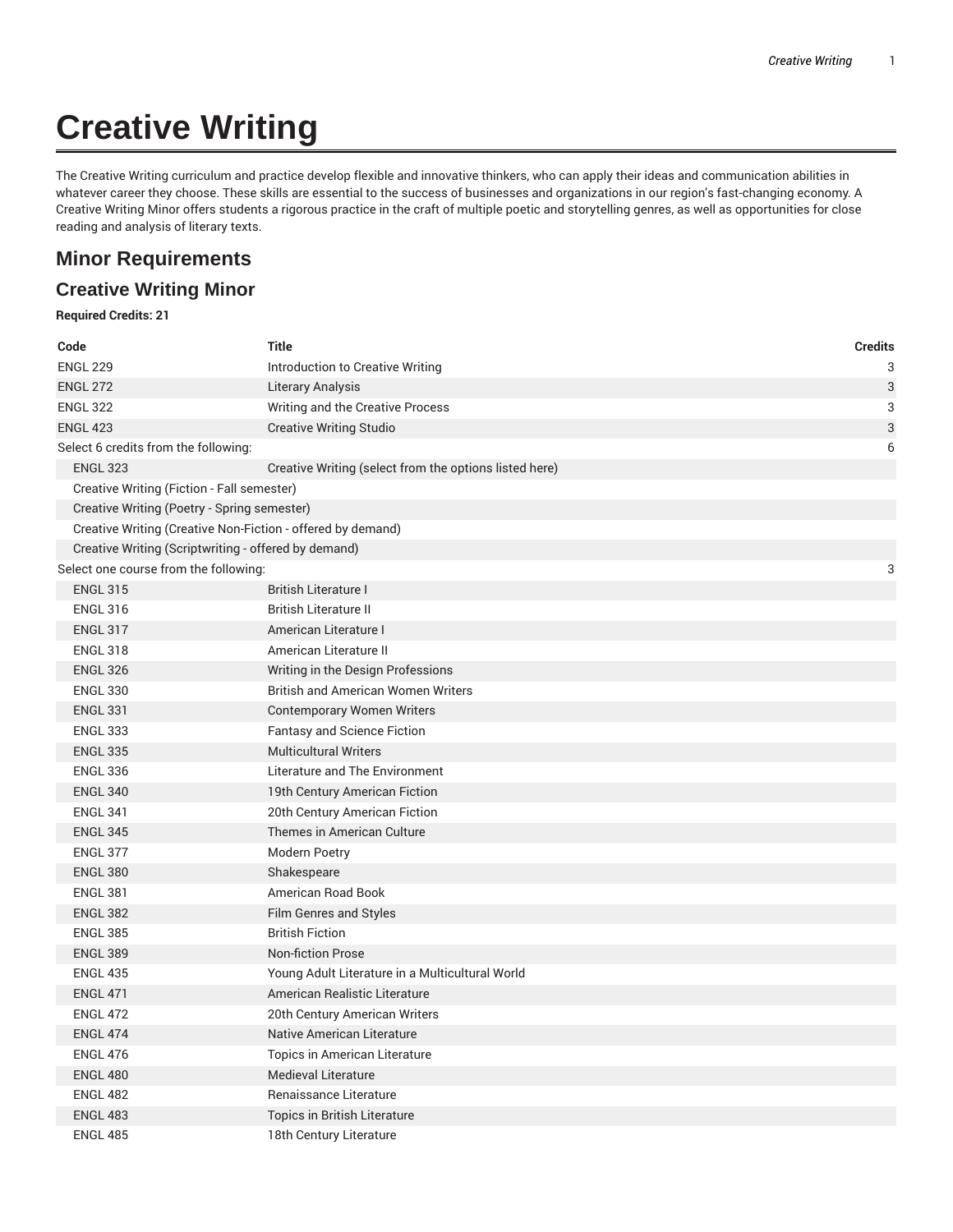# Creative Writing

The Creative Writing curriculum and practice develop flexible and innovative thinkers, who can apply their ideas and communication abilities in whatever career they choose. These skills are essential to the success of businesses and organizations in our region's fast-changing economy. A Creative Writing Minor offers students a rigorous practice in the craft of multiple poetic and storytelling genres, as well as opportunities for close reading and analysis of literary texts.

## Minor Requirements

### Creative Writing Minor

**Required Credits: 21**

| Code | Title | Credits |
|---|---|---|
| ENGL 229 | Introduction to Creative Writing | 3 |
| ENGL 272 | Literary Analysis | 3 |
| ENGL 322 | Writing and the Creative Process | 3 |
| ENGL 423 | Creative Writing Studio | 3 |
| Select 6 credits from the following: | | 6 |
| ENGL 323 | Creative Writing (select from the options listed here) | |
| Creative Writing (Fiction - Fall semester) | | |
| Creative Writing (Poetry - Spring semester) | | |
| Creative Writing (Creative Non-Fiction - offered by demand) | | |
| Creative Writing (Scriptwriting - offered by demand) | | |
| Select one course from the following: | | 3 |
| ENGL 315 | British Literature I | |
| ENGL 316 | British Literature II | |
| ENGL 317 | American Literature I | |
| ENGL 318 | American Literature II | |
| ENGL 326 | Writing in the Design Professions | |
| ENGL 330 | British and American Women Writers | |
| ENGL 331 | Contemporary Women Writers | |
| ENGL 333 | Fantasy and Science Fiction | |
| ENGL 335 | Multicultural Writers | |
| ENGL 336 | Literature and The Environment | |
| ENGL 340 | 19th Century American Fiction | |
| ENGL 341 | 20th Century American Fiction | |
| ENGL 345 | Themes in American Culture | |
| ENGL 377 | Modern Poetry | |
| ENGL 380 | Shakespeare | |
| ENGL 381 | American Road Book | |
| ENGL 382 | Film Genres and Styles | |
| ENGL 385 | British Fiction | |
| ENGL 389 | Non-fiction Prose | |
| ENGL 435 | Young Adult Literature in a Multicultural World | |
| ENGL 471 | American Realistic Literature | |
| ENGL 472 | 20th Century American Writers | |
| ENGL 474 | Native American Literature | |
| ENGL 476 | Topics in American Literature | |
| ENGL 480 | Medieval Literature | |
| ENGL 482 | Renaissance Literature | |
| ENGL 483 | Topics in British Literature | |
| ENGL 485 | 18th Century Literature | |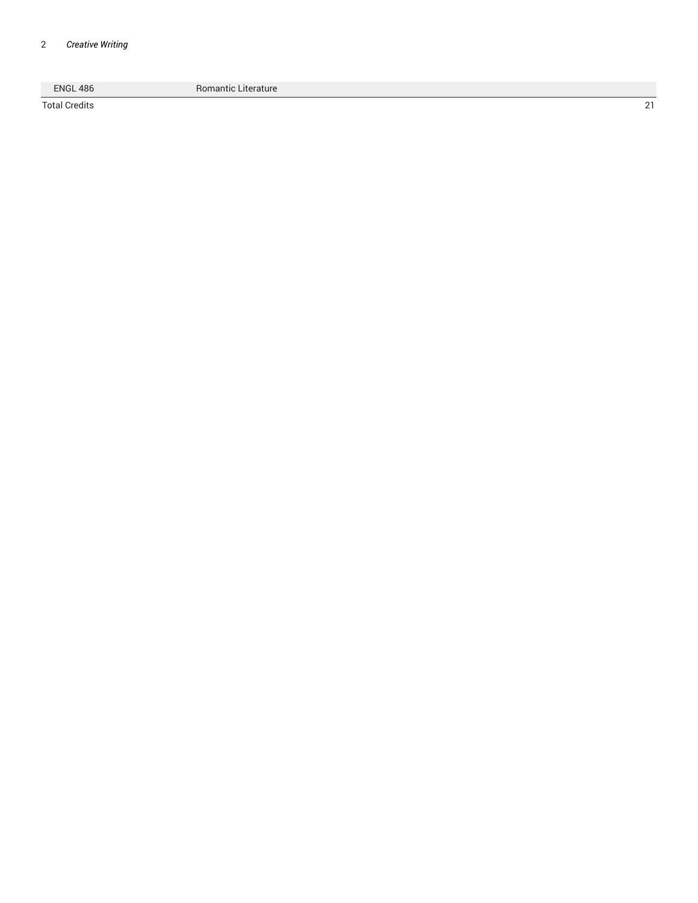| | | |
|---|---|---|
| ENGL 486 | Romantic Literature | |
| Total Credits | | 21 |